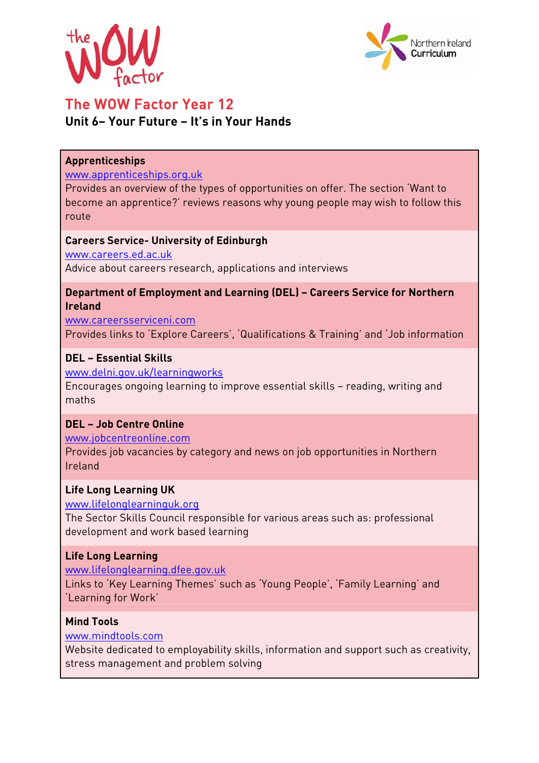# The WOW Factor Year 12

## Unit 6– Your Future – It's in Your Hands

**Apprenticeships**
www.apprenticeships.org.uk
Provides an overview of the types of opportunities on offer. The section 'Want to become an apprentice?' reviews reasons why young people may wish to follow this route

**Careers Service- University of Edinburgh**
www.careers.ed.ac.uk
Advice about careers research, applications and interviews

**Department of Employment and Learning (DEL) – Careers Service for Northern Ireland**
www.careersserviceni.com
Provides links to 'Explore Careers', 'Qualifications & Training' and 'Job information

**DEL – Essential Skills**
www.delni.gov.uk/learningworks
Encourages ongoing learning to improve essential skills – reading, writing and maths

**DEL – Job Centre Online**
www.jobcentreonline.com
Provides job vacancies by category and news on job opportunities in Northern Ireland

**Life Long Learning UK**
www.lifelonglearninguk.org
The Sector Skills Council responsible for various areas such as: professional development and work based learning

**Life Long Learning**
www.lifelonglearning.dfee.gov.uk
Links to 'Key Learning Themes' such as 'Young People', 'Family Learning' and 'Learning for Work'

**Mind Tools**
www.mindtools.com
Website dedicated to employability skills, information and support such as creativity, stress management and problem solving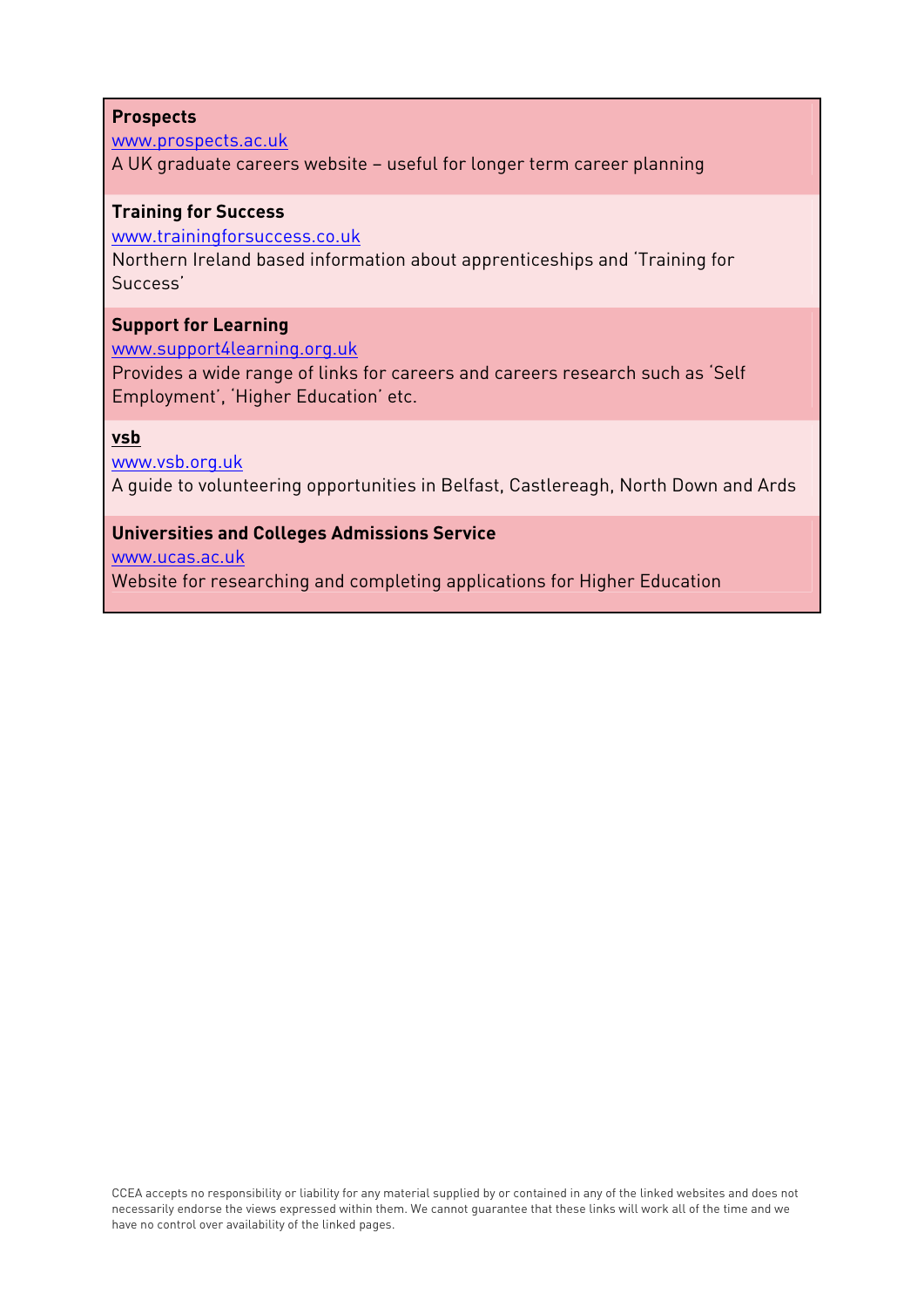**Prospects**
www.prospects.ac.uk
A UK graduate careers website – useful for longer term career planning

**Training for Success**
www.trainingforsuccess.co.uk
Northern Ireland based information about apprenticeships and 'Training for Success'

**Support for Learning**
www.support4learning.org.uk
Provides a wide range of links for careers and careers research such as 'Self Employment', 'Higher Education' etc.

**vsb**
www.vsb.org.uk
A guide to volunteering opportunities in Belfast, Castlereagh, North Down and Ards

**Universities and Colleges Admissions Service**
www.ucas.ac.uk
Website for researching and completing applications for Higher Education

CCEA accepts no responsibility or liability for any material supplied by or contained in any of the linked websites and does not necessarily endorse the views expressed within them. We cannot guarantee that these links will work all of the time and we have no control over availability of the linked pages.